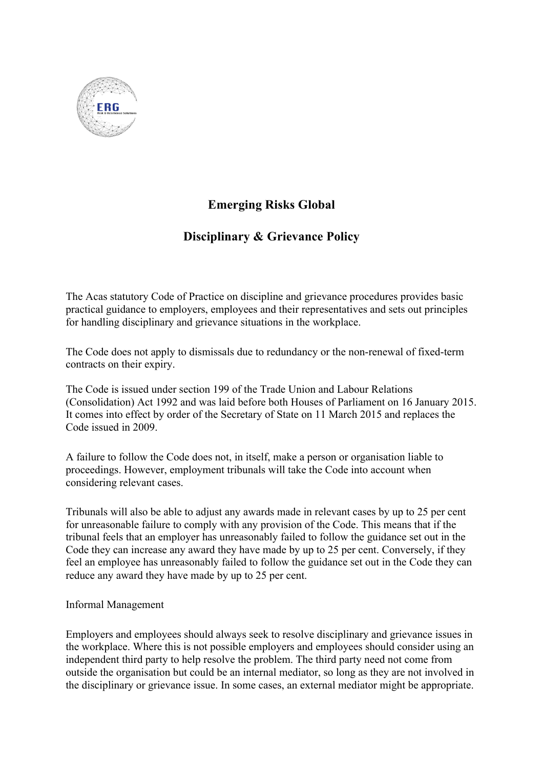# Emerging Risks Global

## Disciplinary & Grievance Policy

The Acas statutory Code of Practice on discipline and grievance procedures provides basic practical guidance to employers, employees and their representatives and sets out principles for handling disciplinary and grievance situations in the workplace.

The Code does not apply to dismissals due to redundancy or the non-renewal of fixed-term contracts on their expiry.

The Code is issued under section 199 of the Trade Union and Labour Relations (Consolidation) Act 1992 and was laid before both Houses of Parliament on 16 January 2015. It comes into effect by order of the Secretary of State on 11 March 2015 and replaces the Code issued in 2009.

A failure to follow the Code does not, in itself, make a person or organisation liable to proceedings. However, employment tribunals will take the Code into account when considering relevant cases.

Tribunals will also be able to adjust any awards made in relevant cases by up to 25 per cent for unreasonable failure to comply with any provision of the Code. This means that if the tribunal feels that an employer has unreasonably failed to follow the guidance set out in the Code they can increase any award they have made by up to 25 per cent. Conversely, if they feel an employee has unreasonably failed to follow the guidance set out in the Code they can reduce any award they have made by up to 25 per cent.

Informal Management

Employers and employees should always seek to resolve disciplinary and grievance issues in the workplace. Where this is not possible employers and employees should consider using an independent third party to help resolve the problem. The third party need not come from outside the organisation but could be an internal mediator, so long as they are not involved in the disciplinary or grievance issue. In some cases, an external mediator might be appropriate.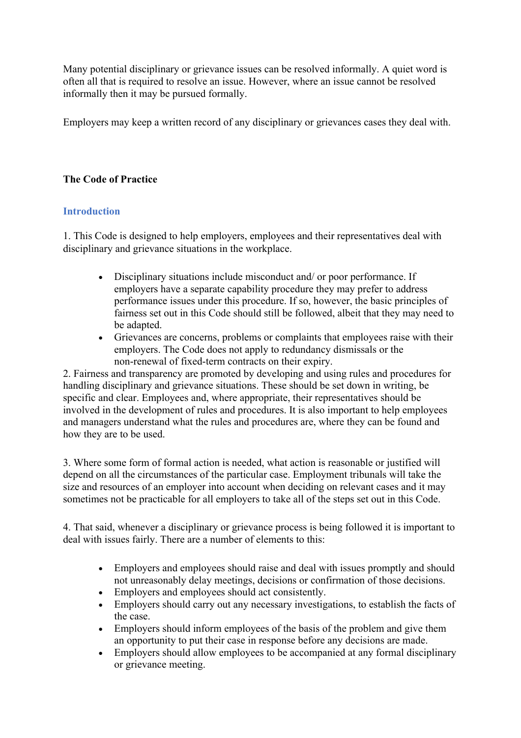Many potential disciplinary or grievance issues can be resolved informally. A quiet word is often all that is required to resolve an issue. However, where an issue cannot be resolved informally then it may be pursued formally.

Employers may keep a written record of any disciplinary or grievances cases they deal with.

**The Code of Practice**

## Introduction

1. This Code is designed to help employers, employees and their representatives deal with disciplinary and grievance situations in the workplace.

- Disciplinary situations include misconduct and/ or poor performance. If employers have a separate capability procedure they may prefer to address performance issues under this procedure. If so, however, the basic principles of fairness set out in this Code should still be followed, albeit that they may need to be adapted.
- Grievances are concerns, problems or complaints that employees raise with their employers. The Code does not apply to redundancy dismissals or the non-renewal of fixed-term contracts on their expiry.

2. Fairness and transparency are promoted by developing and using rules and procedures for handling disciplinary and grievance situations. These should be set down in writing, be specific and clear. Employees and, where appropriate, their representatives should be involved in the development of rules and procedures. It is also important to help employees and managers understand what the rules and procedures are, where they can be found and how they are to be used.

3. Where some form of formal action is needed, what action is reasonable or justified will depend on all the circumstances of the particular case. Employment tribunals will take the size and resources of an employer into account when deciding on relevant cases and it may sometimes not be practicable for all employers to take all of the steps set out in this Code.

4. That said, whenever a disciplinary or grievance process is being followed it is important to deal with issues fairly. There are a number of elements to this:

- Employers and employees should raise and deal with issues promptly and should not unreasonably delay meetings, decisions or confirmation of those decisions.
- Employers and employees should act consistently.
- Employers should carry out any necessary investigations, to establish the facts of the case.
- Employers should inform employees of the basis of the problem and give them an opportunity to put their case in response before any decisions are made.
- Employers should allow employees to be accompanied at any formal disciplinary or grievance meeting.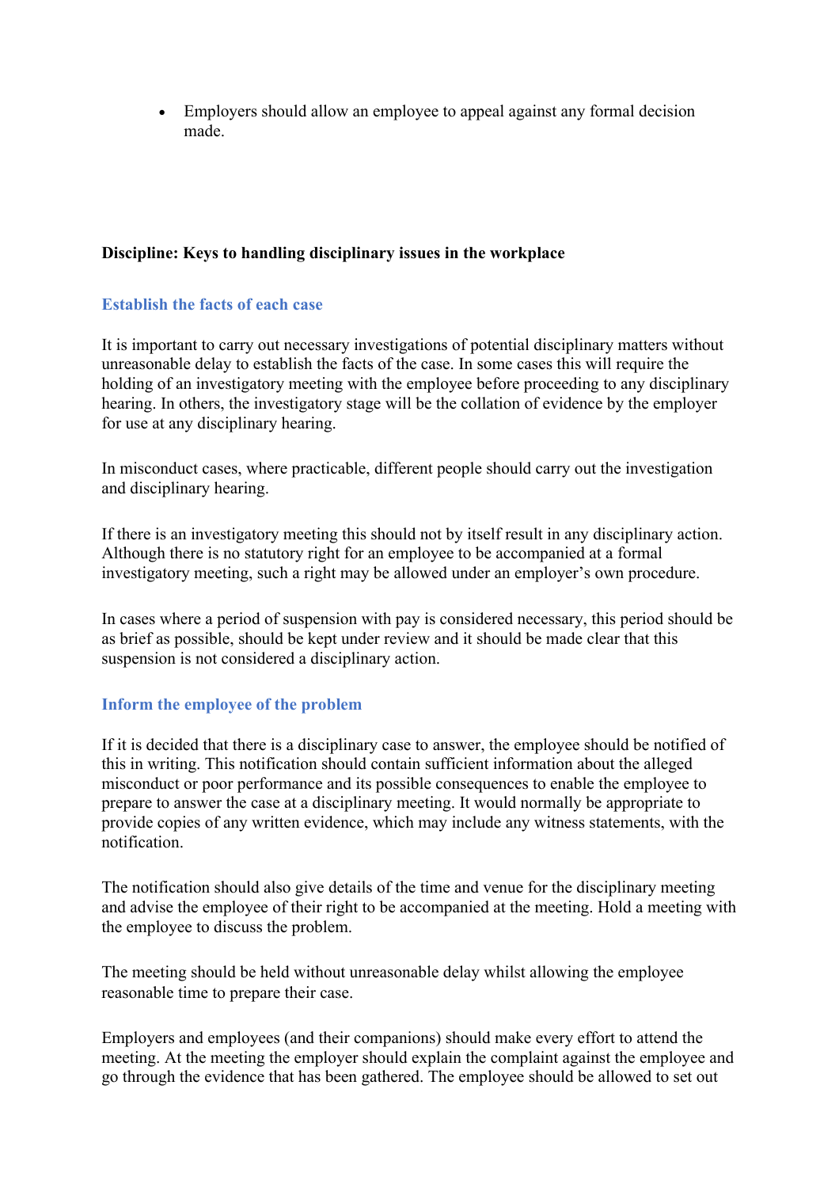- Employers should allow an employee to appeal against any formal decision made.

**Discipline: Keys to handling disciplinary issues in the workplace**

### Establish the facts of each case

It is important to carry out necessary investigations of potential disciplinary matters without unreasonable delay to establish the facts of the case. In some cases this will require the holding of an investigatory meeting with the employee before proceeding to any disciplinary hearing. In others, the investigatory stage will be the collation of evidence by the employer for use at any disciplinary hearing.

In misconduct cases, where practicable, different people should carry out the investigation and disciplinary hearing.

If there is an investigatory meeting this should not by itself result in any disciplinary action. Although there is no statutory right for an employee to be accompanied at a formal investigatory meeting, such a right may be allowed under an employer's own procedure.

In cases where a period of suspension with pay is considered necessary, this period should be as brief as possible, should be kept under review and it should be made clear that this suspension is not considered a disciplinary action.

### Inform the employee of the problem

If it is decided that there is a disciplinary case to answer, the employee should be notified of this in writing. This notification should contain sufficient information about the alleged misconduct or poor performance and its possible consequences to enable the employee to prepare to answer the case at a disciplinary meeting. It would normally be appropriate to provide copies of any written evidence, which may include any witness statements, with the notification.

The notification should also give details of the time and venue for the disciplinary meeting and advise the employee of their right to be accompanied at the meeting. Hold a meeting with the employee to discuss the problem.

The meeting should be held without unreasonable delay whilst allowing the employee reasonable time to prepare their case.

Employers and employees (and their companions) should make every effort to attend the meeting. At the meeting the employer should explain the complaint against the employee and go through the evidence that has been gathered. The employee should be allowed to set out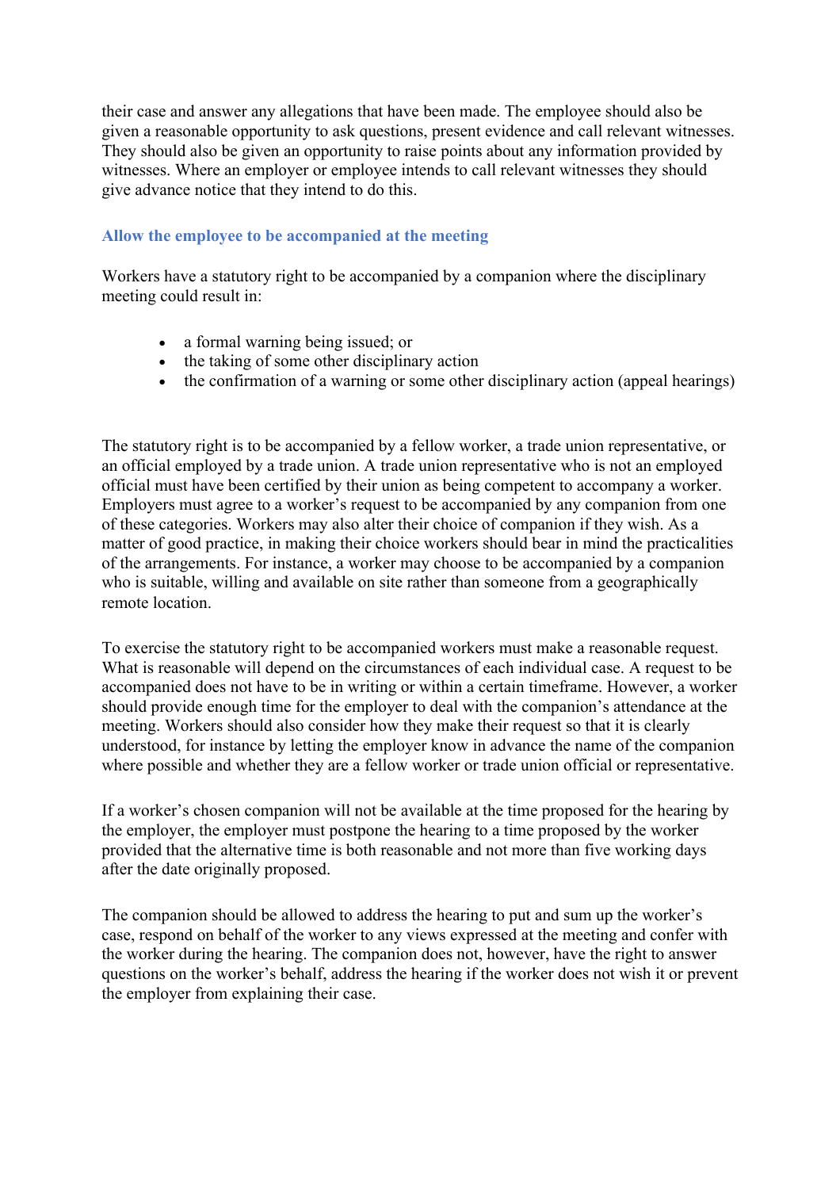their case and answer any allegations that have been made. The employee should also be given a reasonable opportunity to ask questions, present evidence and call relevant witnesses. They should also be given an opportunity to raise points about any information provided by witnesses. Where an employer or employee intends to call relevant witnesses they should give advance notice that they intend to do this.

### Allow the employee to be accompanied at the meeting

Workers have a statutory right to be accompanied by a companion where the disciplinary meeting could result in:

- a formal warning being issued; or
- the taking of some other disciplinary action
- the confirmation of a warning or some other disciplinary action (appeal hearings)

The statutory right is to be accompanied by a fellow worker, a trade union representative, or an official employed by a trade union. A trade union representative who is not an employed official must have been certified by their union as being competent to accompany a worker. Employers must agree to a worker's request to be accompanied by any companion from one of these categories. Workers may also alter their choice of companion if they wish. As a matter of good practice, in making their choice workers should bear in mind the practicalities of the arrangements. For instance, a worker may choose to be accompanied by a companion who is suitable, willing and available on site rather than someone from a geographically remote location.

To exercise the statutory right to be accompanied workers must make a reasonable request. What is reasonable will depend on the circumstances of each individual case. A request to be accompanied does not have to be in writing or within a certain timeframe. However, a worker should provide enough time for the employer to deal with the companion's attendance at the meeting. Workers should also consider how they make their request so that it is clearly understood, for instance by letting the employer know in advance the name of the companion where possible and whether they are a fellow worker or trade union official or representative.

If a worker's chosen companion will not be available at the time proposed for the hearing by the employer, the employer must postpone the hearing to a time proposed by the worker provided that the alternative time is both reasonable and not more than five working days after the date originally proposed.

The companion should be allowed to address the hearing to put and sum up the worker's case, respond on behalf of the worker to any views expressed at the meeting and confer with the worker during the hearing. The companion does not, however, have the right to answer questions on the worker's behalf, address the hearing if the worker does not wish it or prevent the employer from explaining their case.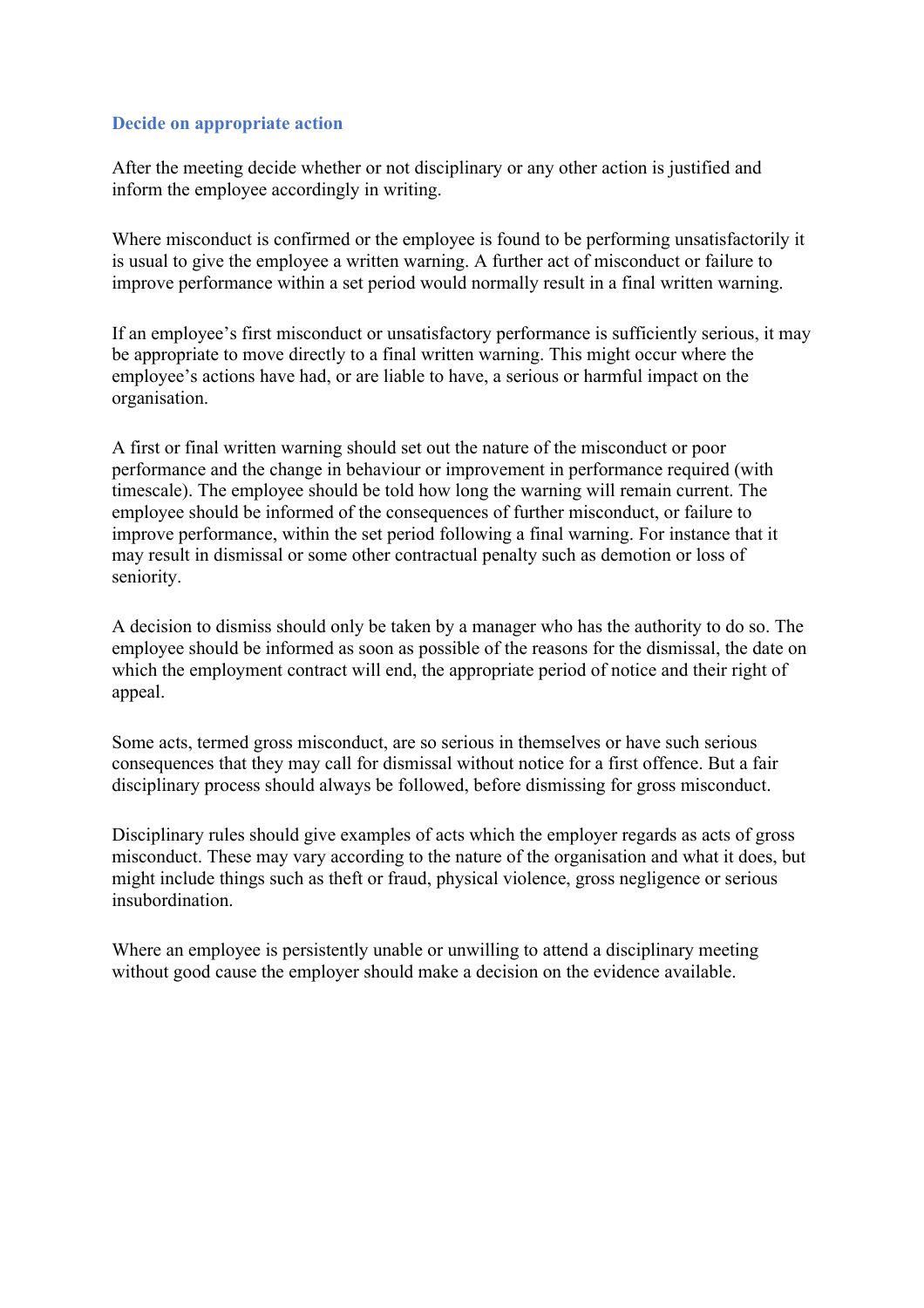### Decide on appropriate action

After the meeting decide whether or not disciplinary or any other action is justified and inform the employee accordingly in writing.

Where misconduct is confirmed or the employee is found to be performing unsatisfactorily it is usual to give the employee a written warning. A further act of misconduct or failure to improve performance within a set period would normally result in a final written warning.

If an employee's first misconduct or unsatisfactory performance is sufficiently serious, it may be appropriate to move directly to a final written warning. This might occur where the employee's actions have had, or are liable to have, a serious or harmful impact on the organisation.

A first or final written warning should set out the nature of the misconduct or poor performance and the change in behaviour or improvement in performance required (with timescale). The employee should be told how long the warning will remain current. The employee should be informed of the consequences of further misconduct, or failure to improve performance, within the set period following a final warning. For instance that it may result in dismissal or some other contractual penalty such as demotion or loss of seniority.

A decision to dismiss should only be taken by a manager who has the authority to do so. The employee should be informed as soon as possible of the reasons for the dismissal, the date on which the employment contract will end, the appropriate period of notice and their right of appeal.

Some acts, termed gross misconduct, are so serious in themselves or have such serious consequences that they may call for dismissal without notice for a first offence. But a fair disciplinary process should always be followed, before dismissing for gross misconduct.

Disciplinary rules should give examples of acts which the employer regards as acts of gross misconduct. These may vary according to the nature of the organisation and what it does, but might include things such as theft or fraud, physical violence, gross negligence or serious insubordination.

Where an employee is persistently unable or unwilling to attend a disciplinary meeting without good cause the employer should make a decision on the evidence available.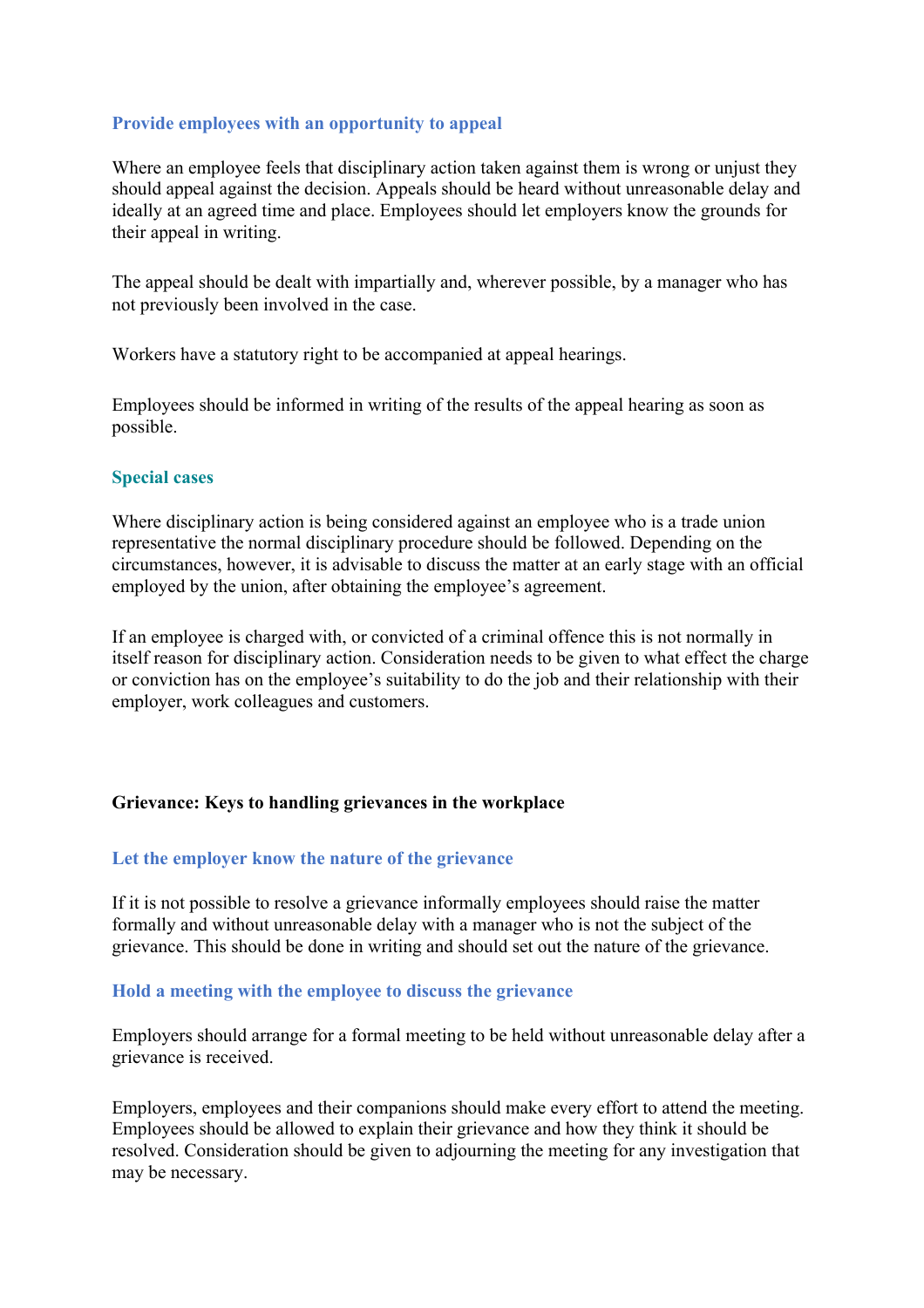### Provide employees with an opportunity to appeal

Where an employee feels that disciplinary action taken against them is wrong or unjust they should appeal against the decision. Appeals should be heard without unreasonable delay and ideally at an agreed time and place. Employees should let employers know the grounds for their appeal in writing.

The appeal should be dealt with impartially and, wherever possible, by a manager who has not previously been involved in the case.

Workers have a statutory right to be accompanied at appeal hearings.

Employees should be informed in writing of the results of the appeal hearing as soon as possible.

### Special cases

Where disciplinary action is being considered against an employee who is a trade union representative the normal disciplinary procedure should be followed. Depending on the circumstances, however, it is advisable to discuss the matter at an early stage with an official employed by the union, after obtaining the employee's agreement.

If an employee is charged with, or convicted of a criminal offence this is not normally in itself reason for disciplinary action. Consideration needs to be given to what effect the charge or conviction has on the employee's suitability to do the job and their relationship with their employer, work colleagues and customers.

## Grievance: Keys to handling grievances in the workplace

### Let the employer know the nature of the grievance

If it is not possible to resolve a grievance informally employees should raise the matter formally and without unreasonable delay with a manager who is not the subject of the grievance. This should be done in writing and should set out the nature of the grievance.

### Hold a meeting with the employee to discuss the grievance

Employers should arrange for a formal meeting to be held without unreasonable delay after a grievance is received.

Employers, employees and their companions should make every effort to attend the meeting. Employees should be allowed to explain their grievance and how they think it should be resolved. Consideration should be given to adjourning the meeting for any investigation that may be necessary.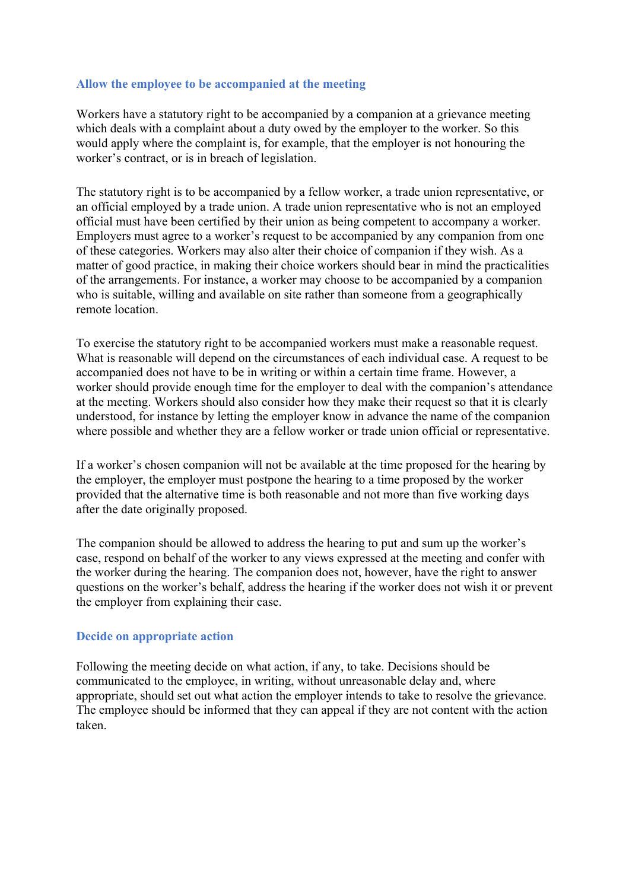### Allow the employee to be accompanied at the meeting

Workers have a statutory right to be accompanied by a companion at a grievance meeting which deals with a complaint about a duty owed by the employer to the worker. So this would apply where the complaint is, for example, that the employer is not honouring the worker's contract, or is in breach of legislation.

The statutory right is to be accompanied by a fellow worker, a trade union representative, or an official employed by a trade union. A trade union representative who is not an employed official must have been certified by their union as being competent to accompany a worker. Employers must agree to a worker's request to be accompanied by any companion from one of these categories. Workers may also alter their choice of companion if they wish. As a matter of good practice, in making their choice workers should bear in mind the practicalities of the arrangements. For instance, a worker may choose to be accompanied by a companion who is suitable, willing and available on site rather than someone from a geographically remote location.

To exercise the statutory right to be accompanied workers must make a reasonable request. What is reasonable will depend on the circumstances of each individual case. A request to be accompanied does not have to be in writing or within a certain time frame. However, a worker should provide enough time for the employer to deal with the companion's attendance at the meeting. Workers should also consider how they make their request so that it is clearly understood, for instance by letting the employer know in advance the name of the companion where possible and whether they are a fellow worker or trade union official or representative.

If a worker's chosen companion will not be available at the time proposed for the hearing by the employer, the employer must postpone the hearing to a time proposed by the worker provided that the alternative time is both reasonable and not more than five working days after the date originally proposed.

The companion should be allowed to address the hearing to put and sum up the worker's case, respond on behalf of the worker to any views expressed at the meeting and confer with the worker during the hearing. The companion does not, however, have the right to answer questions on the worker's behalf, address the hearing if the worker does not wish it or prevent the employer from explaining their case.

### Decide on appropriate action

Following the meeting decide on what action, if any, to take. Decisions should be communicated to the employee, in writing, without unreasonable delay and, where appropriate, should set out what action the employer intends to take to resolve the grievance. The employee should be informed that they can appeal if they are not content with the action taken.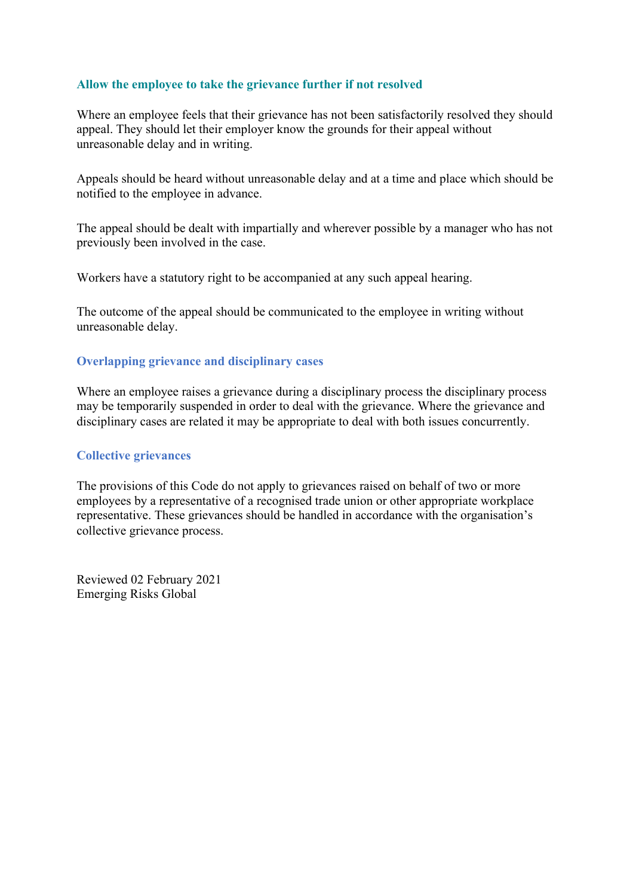### Allow the employee to take the grievance further if not resolved

Where an employee feels that their grievance has not been satisfactorily resolved they should appeal. They should let their employer know the grounds for their appeal without unreasonable delay and in writing.

Appeals should be heard without unreasonable delay and at a time and place which should be notified to the employee in advance.

The appeal should be dealt with impartially and wherever possible by a manager who has not previously been involved in the case.

Workers have a statutory right to be accompanied at any such appeal hearing.

The outcome of the appeal should be communicated to the employee in writing without unreasonable delay.

### Overlapping grievance and disciplinary cases

Where an employee raises a grievance during a disciplinary process the disciplinary process may be temporarily suspended in order to deal with the grievance. Where the grievance and disciplinary cases are related it may be appropriate to deal with both issues concurrently.

### Collective grievances

The provisions of this Code do not apply to grievances raised on behalf of two or more employees by a representative of a recognised trade union or other appropriate workplace representative. These grievances should be handled in accordance with the organisation's collective grievance process.

Reviewed 02 February 2021
Emerging Risks Global